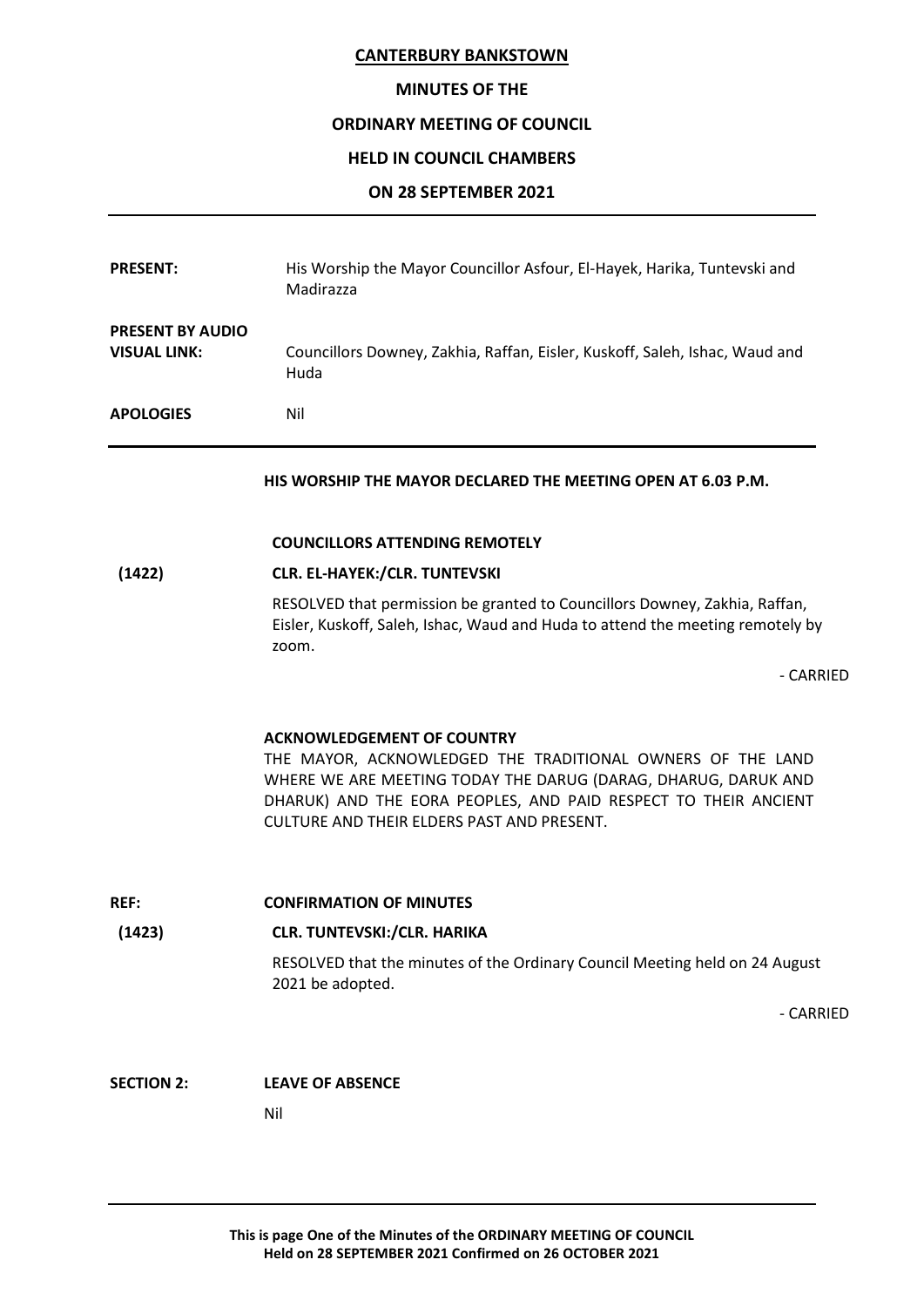**CANTERBURY BANKSTOWN**

**MINUTES OF THE**

**ORDINARY MEETING OF COUNCIL**

**HELD IN COUNCIL CHAMBERS**

**ON 28 SEPTEMBER 2021**

---

**PRESENT:** His Worship the Mayor Councillor Asfour, El-Hayek, Harika, Tuntevski and Madirazza

**PRESENT BY AUDIO VISUAL LINK:** Councillors Downey, Zakhia, Raffan, Eisler, Kuskoff, Saleh, Ishac, Waud and Huda

**APOLOGIES** Nil

---

**HIS WORSHIP THE MAYOR DECLARED THE MEETING OPEN AT 6.03 P.M.**

**COUNCILLORS ATTENDING REMOTELY**

**(1422)** **CLR. EL-HAYEK:/CLR. TUNTEVSKI**

RESOLVED that permission be granted to Councillors Downey, Zakhia, Raffan, Eisler, Kuskoff, Saleh, Ishac, Waud and Huda to attend the meeting remotely by zoom.

- CARRIED

**ACKNOWLEDGEMENT OF COUNTRY**

THE MAYOR, ACKNOWLEDGED THE TRADITIONAL OWNERS OF THE LAND WHERE WE ARE MEETING TODAY THE DARUG (DARAG, DHARUG, DARUK AND DHARUK) AND THE EORA PEOPLES, AND PAID RESPECT TO THEIR ANCIENT CULTURE AND THEIR ELDERS PAST AND PRESENT.

**REF:** **CONFIRMATION OF MINUTES**

**(1423)** **CLR. TUNTEVSKI:/CLR. HARIKA**

RESOLVED that the minutes of the Ordinary Council Meeting held on 24 August 2021 be adopted.

- CARRIED

**SECTION 2:** **LEAVE OF ABSENCE**

Nil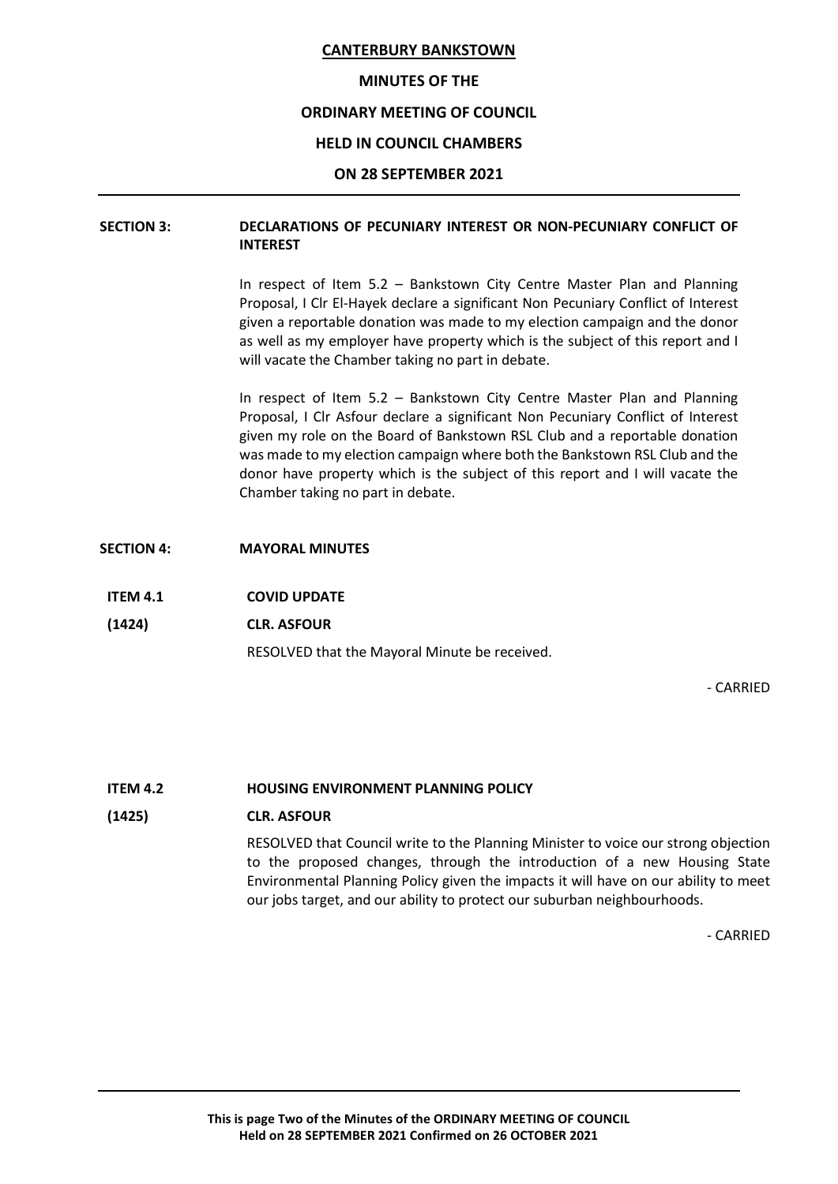**CANTERBURY BANKSTOWN**

**MINUTES OF THE**

**ORDINARY MEETING OF COUNCIL**

**HELD IN COUNCIL CHAMBERS**

**ON 28 SEPTEMBER 2021**

---

**SECTION 3: DECLARATIONS OF PECUNIARY INTEREST OR NON-PECUNIARY CONFLICT OF INTEREST**

In respect of Item 5.2 – Bankstown City Centre Master Plan and Planning Proposal, I Clr El-Hayek declare a significant Non Pecuniary Conflict of Interest given a reportable donation was made to my election campaign and the donor as well as my employer have property which is the subject of this report and I will vacate the Chamber taking no part in debate.

In respect of Item 5.2 – Bankstown City Centre Master Plan and Planning Proposal, I Clr Asfour declare a significant Non Pecuniary Conflict of Interest given my role on the Board of Bankstown RSL Club and a reportable donation was made to my election campaign where both the Bankstown RSL Club and the donor have property which is the subject of this report and I will vacate the Chamber taking no part in debate.

**SECTION 4: MAYORAL MINUTES**

**ITEM 4.1 COVID UPDATE**

**(1424) CLR. ASFOUR**

RESOLVED that the Mayoral Minute be received.

- CARRIED

**ITEM 4.2 HOUSING ENVIRONMENT PLANNING POLICY**

**(1425) CLR. ASFOUR**

RESOLVED that Council write to the Planning Minister to voice our strong objection to the proposed changes, through the introduction of a new Housing State Environmental Planning Policy given the impacts it will have on our ability to meet our jobs target, and our ability to protect our suburban neighbourhoods.

- CARRIED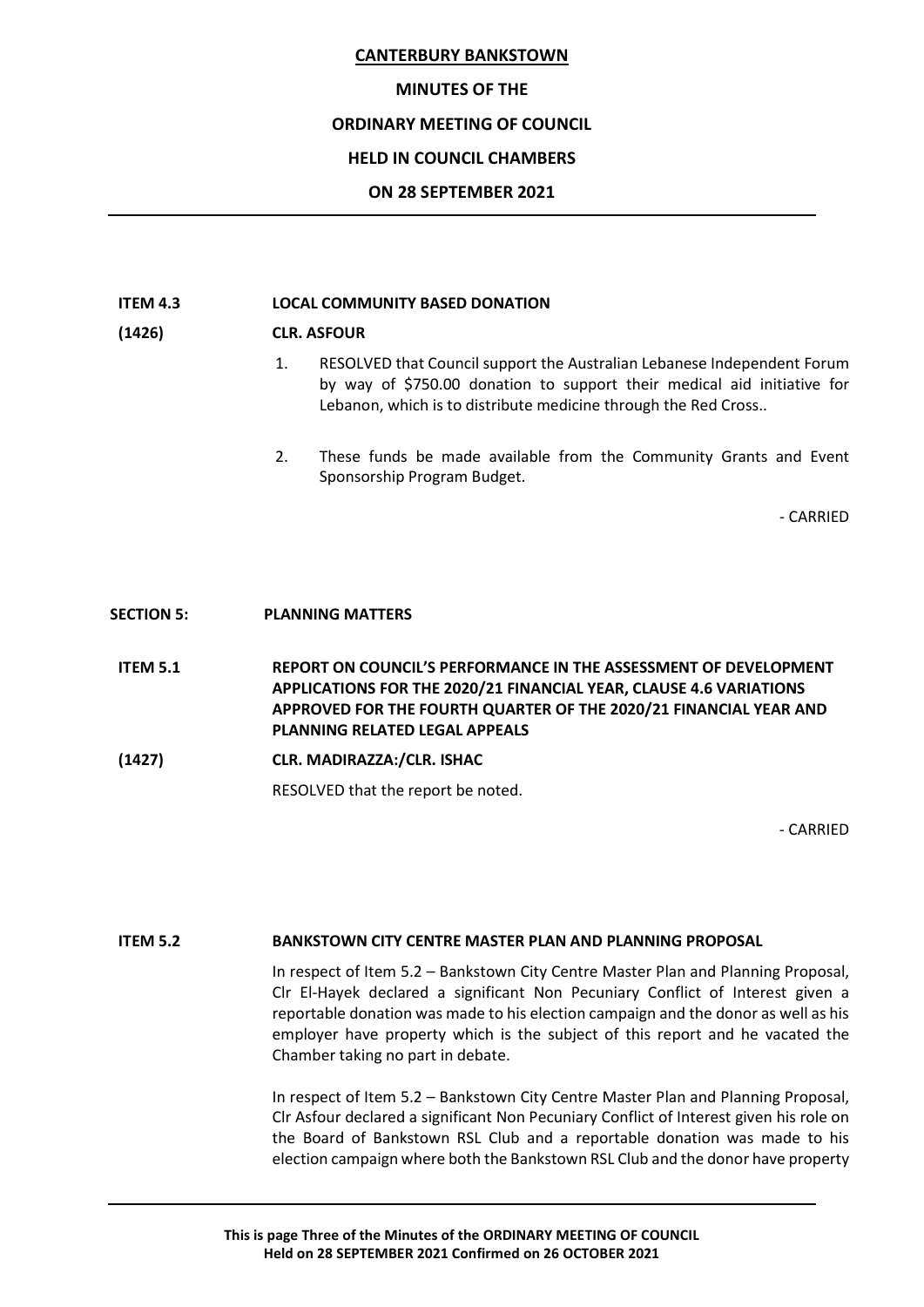**ITEM 4.3 LOCAL COMMUNITY BASED DONATION**

**(1426) CLR. ASFOUR**

1. RESOLVED that Council support the Australian Lebanese Independent Forum by way of $750.00 donation to support their medical aid initiative for Lebanon, which is to distribute medicine through the Red Cross..

2. These funds be made available from the Community Grants and Event Sponsorship Program Budget.

- CARRIED

**SECTION 5: PLANNING MATTERS**

**ITEM 5.1 REPORT ON COUNCIL'S PERFORMANCE IN THE ASSESSMENT OF DEVELOPMENT APPLICATIONS FOR THE 2020/21 FINANCIAL YEAR, CLAUSE 4.6 VARIATIONS APPROVED FOR THE FOURTH QUARTER OF THE 2020/21 FINANCIAL YEAR AND PLANNING RELATED LEGAL APPEALS**

**(1427) CLR. MADIRAZZA:/CLR. ISHAC**

RESOLVED that the report be noted.

- CARRIED

**ITEM 5.2 BANKSTOWN CITY CENTRE MASTER PLAN AND PLANNING PROPOSAL**

In respect of Item 5.2 – Bankstown City Centre Master Plan and Planning Proposal, Clr El-Hayek declared a significant Non Pecuniary Conflict of Interest given a reportable donation was made to his election campaign and the donor as well as his employer have property which is the subject of this report and he vacated the Chamber taking no part in debate.

In respect of Item 5.2 – Bankstown City Centre Master Plan and Planning Proposal, Clr Asfour declared a significant Non Pecuniary Conflict of Interest given his role on the Board of Bankstown RSL Club and a reportable donation was made to his election campaign where both the Bankstown RSL Club and the donor have property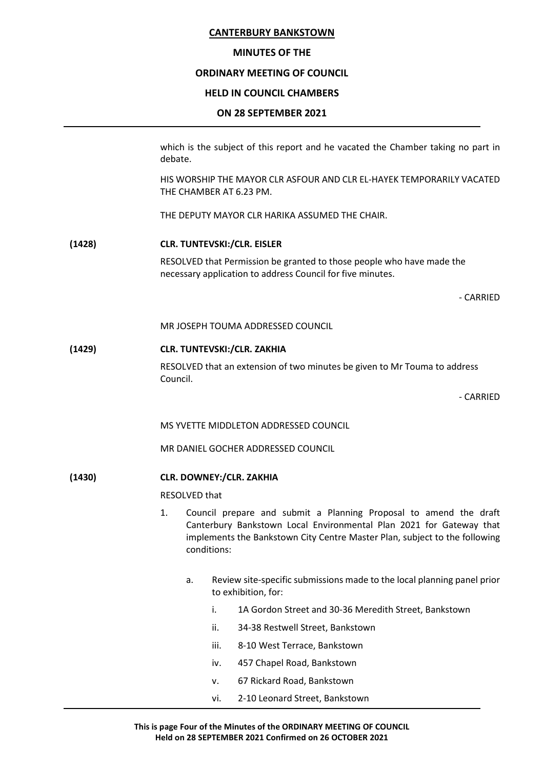which is the subject of this report and he vacated the Chamber taking no part in debate.

HIS WORSHIP THE MAYOR CLR ASFOUR AND CLR EL-HAYEK TEMPORARILY VACATED THE CHAMBER AT 6.23 PM.

THE DEPUTY MAYOR CLR HARIKA ASSUMED THE CHAIR.

**(1428) CLR. TUNTEVSKI:/CLR. EISLER**

RESOLVED that Permission be granted to those people who have made the necessary application to address Council for five minutes.

- CARRIED

MR JOSEPH TOUMA ADDRESSED COUNCIL

**(1429) CLR. TUNTEVSKI:/CLR. ZAKHIA**

RESOLVED that an extension of two minutes be given to Mr Touma to address Council.

- CARRIED

MS YVETTE MIDDLETON ADDRESSED COUNCIL

MR DANIEL GOCHER ADDRESSED COUNCIL

**(1430) CLR. DOWNEY:/CLR. ZAKHIA**

RESOLVED that

1. Council prepare and submit a Planning Proposal to amend the draft Canterbury Bankstown Local Environmental Plan 2021 for Gateway that implements the Bankstown City Centre Master Plan, subject to the following conditions:

   a. Review site-specific submissions made to the local planning panel prior to exhibition, for:

      i. 1A Gordon Street and 30-36 Meredith Street, Bankstown

      ii. 34-38 Restwell Street, Bankstown

      iii. 8-10 West Terrace, Bankstown

      iv. 457 Chapel Road, Bankstown

      v. 67 Rickard Road, Bankstown

      vi. 2-10 Leonard Street, Bankstown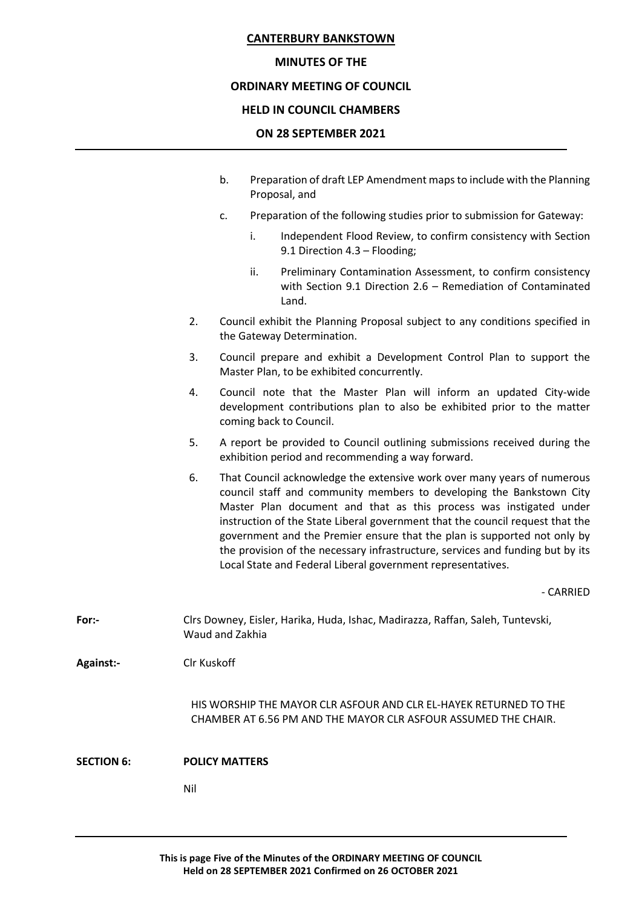b. Preparation of draft LEP Amendment maps to include with the Planning Proposal, and

c. Preparation of the following studies prior to submission for Gateway:

   i. Independent Flood Review, to confirm consistency with Section 9.1 Direction 4.3 – Flooding;

   ii. Preliminary Contamination Assessment, to confirm consistency with Section 9.1 Direction 2.6 – Remediation of Contaminated Land.

2. Council exhibit the Planning Proposal subject to any conditions specified in the Gateway Determination.

3. Council prepare and exhibit a Development Control Plan to support the Master Plan, to be exhibited concurrently.

4. Council note that the Master Plan will inform an updated City-wide development contributions plan to also be exhibited prior to the matter coming back to Council.

5. A report be provided to Council outlining submissions received during the exhibition period and recommending a way forward.

6. That Council acknowledge the extensive work over many years of numerous council staff and community members to developing the Bankstown City Master Plan document and that as this process was instigated under instruction of the State Liberal government that the council request that the government and the Premier ensure that the plan is supported not only by the provision of the necessary infrastructure, services and funding but by its Local State and Federal Liberal government representatives.

- CARRIED

**For:-** Clrs Downey, Eisler, Harika, Huda, Ishac, Madirazza, Raffan, Saleh, Tuntevski, Waud and Zakhia

**Against:-** Clr Kuskoff

HIS WORSHIP THE MAYOR CLR ASFOUR AND CLR EL-HAYEK RETURNED TO THE CHAMBER AT 6.56 PM AND THE MAYOR CLR ASFOUR ASSUMED THE CHAIR.

## SECTION 6: POLICY MATTERS

Nil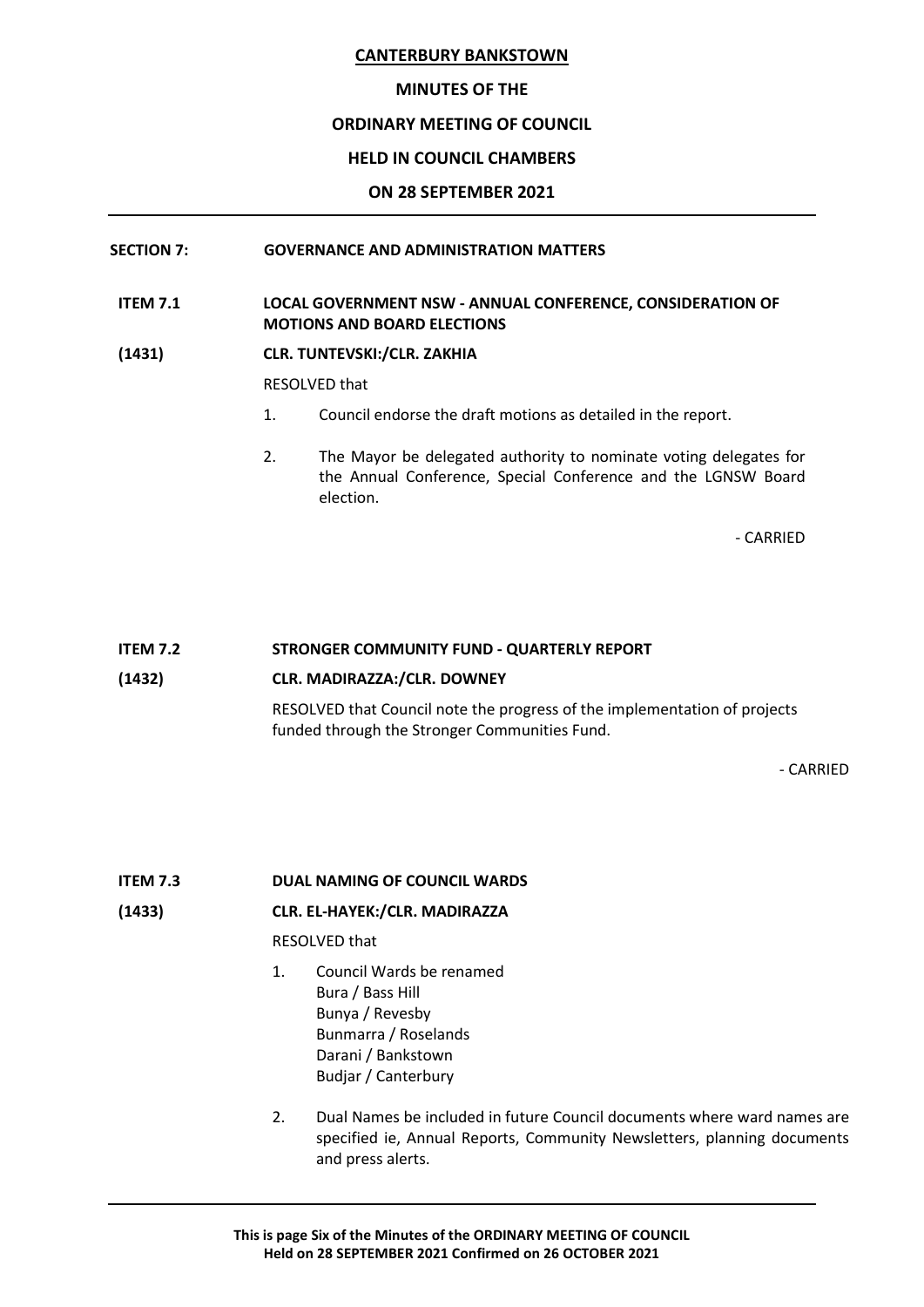**CANTERBURY BANKSTOWN**

**MINUTES OF THE**

**ORDINARY MEETING OF COUNCIL**

**HELD IN COUNCIL CHAMBERS**

**ON 28 SEPTEMBER 2021**

---

**SECTION 7: GOVERNANCE AND ADMINISTRATION MATTERS**

**ITEM 7.1 LOCAL GOVERNMENT NSW - ANNUAL CONFERENCE, CONSIDERATION OF MOTIONS AND BOARD ELECTIONS**

**(1431) CLR. TUNTEVSKI:/CLR. ZAKHIA**

RESOLVED that

1. Council endorse the draft motions as detailed in the report.
2. The Mayor be delegated authority to nominate voting delegates for the Annual Conference, Special Conference and the LGNSW Board election.

\- CARRIED

**ITEM 7.2 STRONGER COMMUNITY FUND - QUARTERLY REPORT**

**(1432) CLR. MADIRAZZA:/CLR. DOWNEY**

RESOLVED that Council note the progress of the implementation of projects funded through the Stronger Communities Fund.

\- CARRIED

**ITEM 7.3 DUAL NAMING OF COUNCIL WARDS**

**(1433) CLR. EL-HAYEK:/CLR. MADIRAZZA**

RESOLVED that

1. Council Wards be renamed
   Bura / Bass Hill
   Bunya / Revesby
   Bunmarra / Roselands
   Darani / Bankstown
   Budjar / Canterbury
2. Dual Names be included in future Council documents where ward names are specified ie, Annual Reports, Community Newsletters, planning documents and press alerts.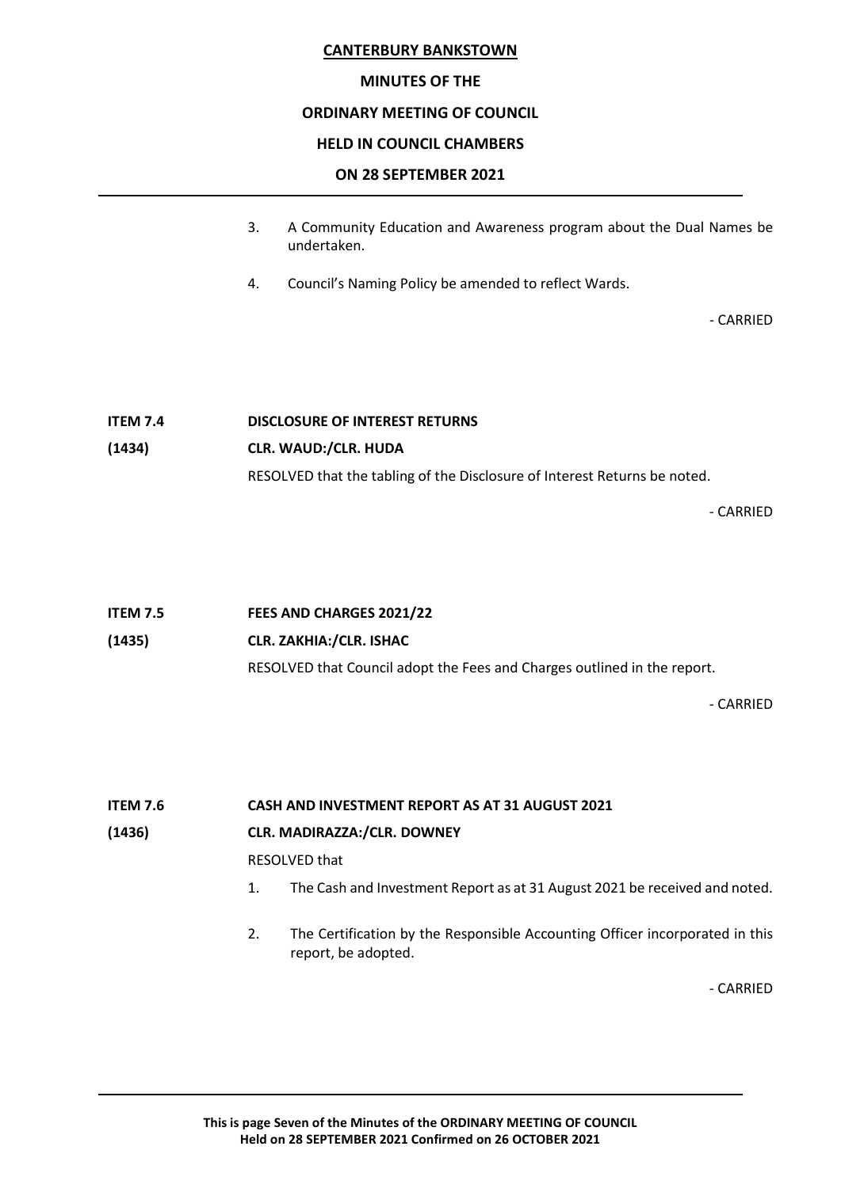3. A Community Education and Awareness program about the Dual Names be undertaken.

4. Council's Naming Policy be amended to reflect Wards.

- CARRIED

**ITEM 7.4 DISCLOSURE OF INTEREST RETURNS**

**(1434) CLR. WAUD:/CLR. HUDA**

RESOLVED that the tabling of the Disclosure of Interest Returns be noted.

- CARRIED

**ITEM 7.5 FEES AND CHARGES 2021/22**

**(1435) CLR. ZAKHIA:/CLR. ISHAC**

RESOLVED that Council adopt the Fees and Charges outlined in the report.

- CARRIED

**ITEM 7.6 CASH AND INVESTMENT REPORT AS AT 31 AUGUST 2021**

**(1436) CLR. MADIRAZZA:/CLR. DOWNEY**

RESOLVED that

1. The Cash and Investment Report as at 31 August 2021 be received and noted.

2. The Certification by the Responsible Accounting Officer incorporated in this report, be adopted.

- CARRIED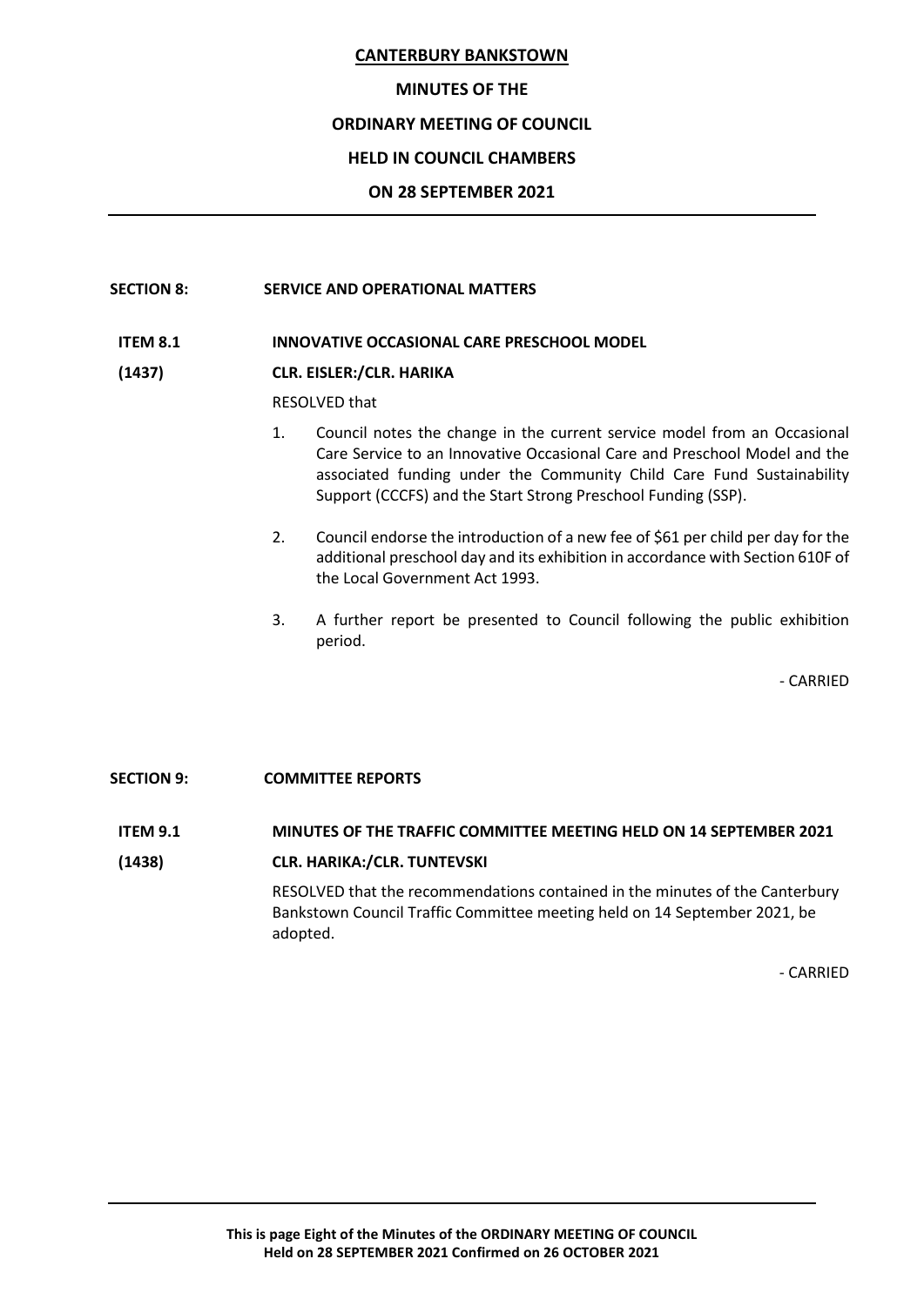**CANTERBURY BANKSTOWN**

**MINUTES OF THE**

**ORDINARY MEETING OF COUNCIL**

**HELD IN COUNCIL CHAMBERS**

**ON 28 SEPTEMBER 2021**

## SECTION 8: SERVICE AND OPERATIONAL MATTERS

### ITEM 8.1 INNOVATIVE OCCASIONAL CARE PRESCHOOL MODEL

**(1437) CLR. EISLER:/CLR. HARIKA**

RESOLVED that

1. Council notes the change in the current service model from an Occasional Care Service to an Innovative Occasional Care and Preschool Model and the associated funding under the Community Child Care Fund Sustainability Support (CCCFS) and the Start Strong Preschool Funding (SSP).

2. Council endorse the introduction of a new fee of $61 per child per day for the additional preschool day and its exhibition in accordance with Section 610F of the Local Government Act 1993.

3. A further report be presented to Council following the public exhibition period.

- CARRIED

## SECTION 9: COMMITTEE REPORTS

### ITEM 9.1 MINUTES OF THE TRAFFIC COMMITTEE MEETING HELD ON 14 SEPTEMBER 2021

**(1438) CLR. HARIKA:/CLR. TUNTEVSKI**

RESOLVED that the recommendations contained in the minutes of the Canterbury Bankstown Council Traffic Committee meeting held on 14 September 2021, be adopted.

- CARRIED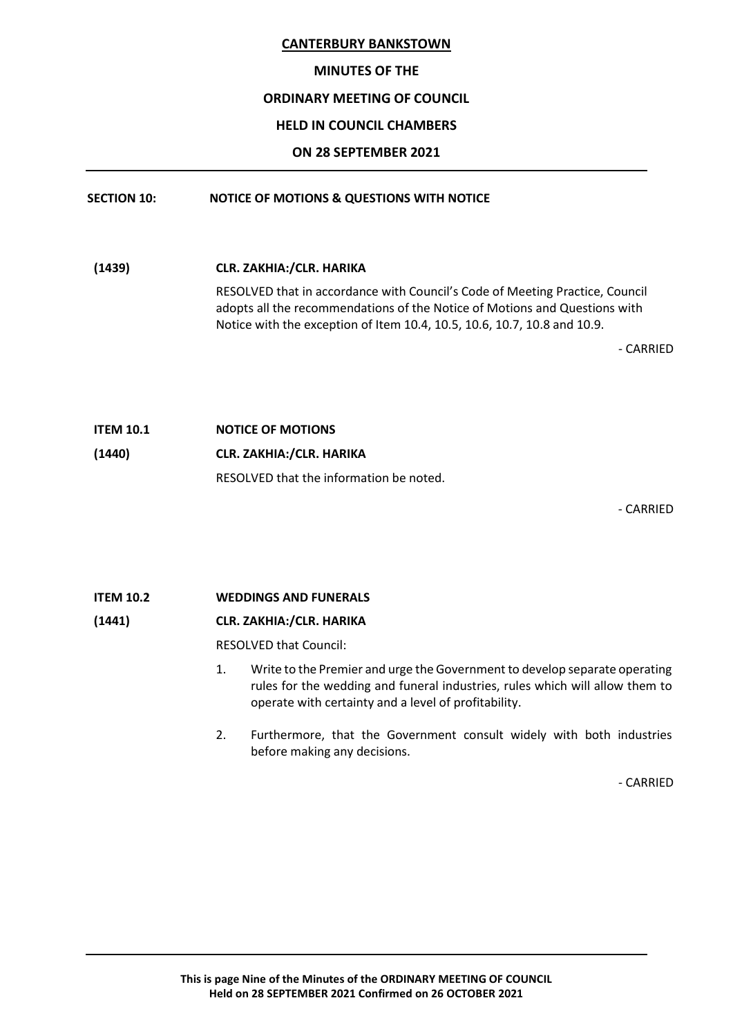**CANTERBURY BANKSTOWN**

**MINUTES OF THE**

**ORDINARY MEETING OF COUNCIL**

**HELD IN COUNCIL CHAMBERS**

**ON 28 SEPTEMBER 2021**

---

**SECTION 10: NOTICE OF MOTIONS & QUESTIONS WITH NOTICE**

**(1439) CLR. ZAKHIA:/CLR. HARIKA**

RESOLVED that in accordance with Council's Code of Meeting Practice, Council adopts all the recommendations of the Notice of Motions and Questions with Notice with the exception of Item 10.4, 10.5, 10.6, 10.7, 10.8 and 10.9.

\- CARRIED

**ITEM 10.1 NOTICE OF MOTIONS**

**(1440) CLR. ZAKHIA:/CLR. HARIKA**

RESOLVED that the information be noted.

\- CARRIED

**ITEM 10.2 WEDDINGS AND FUNERALS**

**(1441) CLR. ZAKHIA:/CLR. HARIKA**

RESOLVED that Council:

1. Write to the Premier and urge the Government to develop separate operating rules for the wedding and funeral industries, rules which will allow them to operate with certainty and a level of profitability.

2. Furthermore, that the Government consult widely with both industries before making any decisions.

\- CARRIED

---

**This is page Nine of the Minutes of the ORDINARY MEETING OF COUNCIL Held on 28 SEPTEMBER 2021 Confirmed on 26 OCTOBER 2021**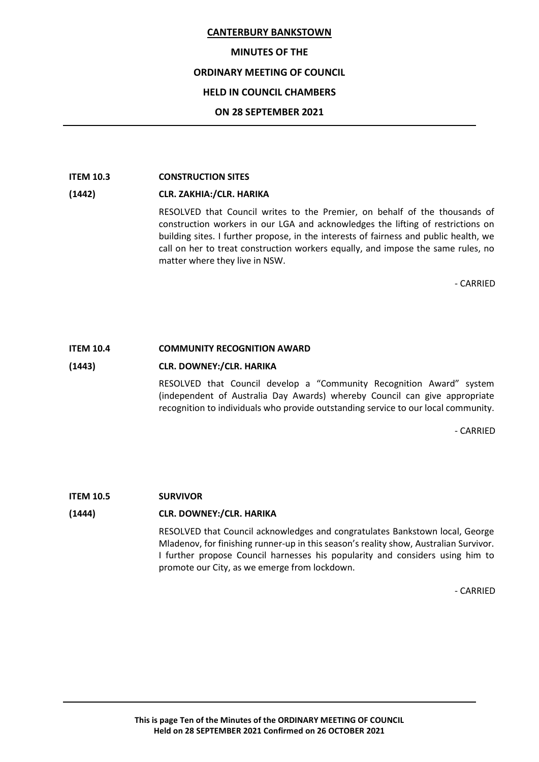**ITEM 10.3 CONSTRUCTION SITES**

**(1442) CLR. ZAKHIA:/CLR. HARIKA**

RESOLVED that Council writes to the Premier, on behalf of the thousands of construction workers in our LGA and acknowledges the lifting of restrictions on building sites. I further propose, in the interests of fairness and public health, we call on her to treat construction workers equally, and impose the same rules, no matter where they live in NSW.

- CARRIED

**ITEM 10.4 COMMUNITY RECOGNITION AWARD**

**(1443) CLR. DOWNEY:/CLR. HARIKA**

RESOLVED that Council develop a "Community Recognition Award" system (independent of Australia Day Awards) whereby Council can give appropriate recognition to individuals who provide outstanding service to our local community.

- CARRIED

**ITEM 10.5 SURVIVOR**

**(1444) CLR. DOWNEY:/CLR. HARIKA**

RESOLVED that Council acknowledges and congratulates Bankstown local, George Mladenov, for finishing runner-up in this season's reality show, Australian Survivor. I further propose Council harnesses his popularity and considers using him to promote our City, as we emerge from lockdown.

- CARRIED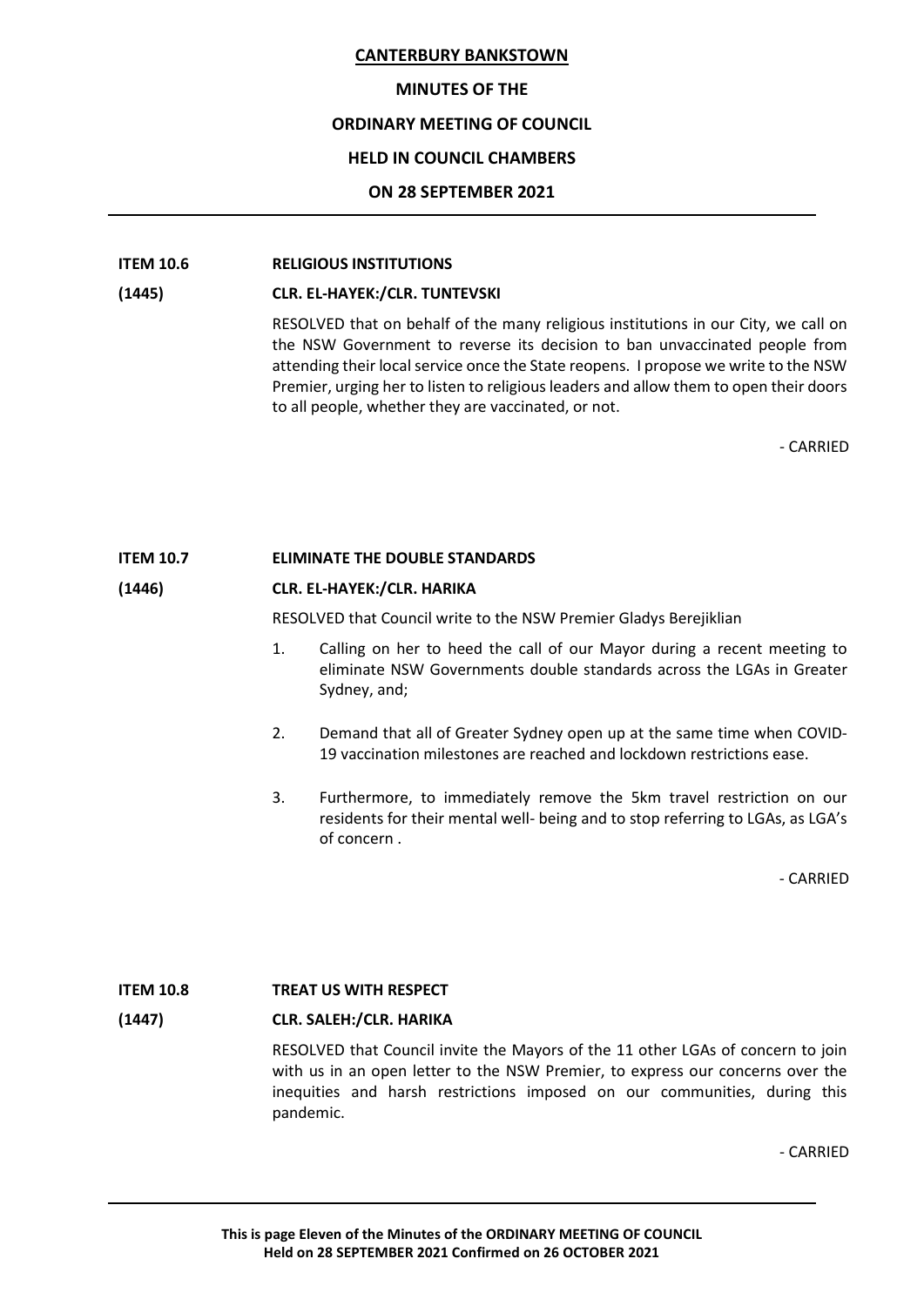**CANTERBURY BANKSTOWN**

**MINUTES OF THE**

**ORDINARY MEETING OF COUNCIL**

**HELD IN COUNCIL CHAMBERS**

**ON 28 SEPTEMBER 2021**

---

**ITEM 10.6 RELIGIOUS INSTITUTIONS**

**(1445) CLR. EL-HAYEK:/CLR. TUNTEVSKI**

RESOLVED that on behalf of the many religious institutions in our City, we call on the NSW Government to reverse its decision to ban unvaccinated people from attending their local service once the State reopens. I propose we write to the NSW Premier, urging her to listen to religious leaders and allow them to open their doors to all people, whether they are vaccinated, or not.

- CARRIED

**ITEM 10.7 ELIMINATE THE DOUBLE STANDARDS**

**(1446) CLR. EL-HAYEK:/CLR. HARIKA**

RESOLVED that Council write to the NSW Premier Gladys Berejiklian

1. Calling on her to heed the call of our Mayor during a recent meeting to eliminate NSW Governments double standards across the LGAs in Greater Sydney, and;

2. Demand that all of Greater Sydney open up at the same time when COVID-19 vaccination milestones are reached and lockdown restrictions ease.

3. Furthermore, to immediately remove the 5km travel restriction on our residents for their mental well- being and to stop referring to LGAs, as LGA's of concern .

- CARRIED

**ITEM 10.8 TREAT US WITH RESPECT**

**(1447) CLR. SALEH:/CLR. HARIKA**

RESOLVED that Council invite the Mayors of the 11 other LGAs of concern to join with us in an open letter to the NSW Premier, to express our concerns over the inequities and harsh restrictions imposed on our communities, during this pandemic.

- CARRIED

---

**This is page Eleven of the Minutes of the ORDINARY MEETING OF COUNCIL Held on 28 SEPTEMBER 2021 Confirmed on 26 OCTOBER 2021**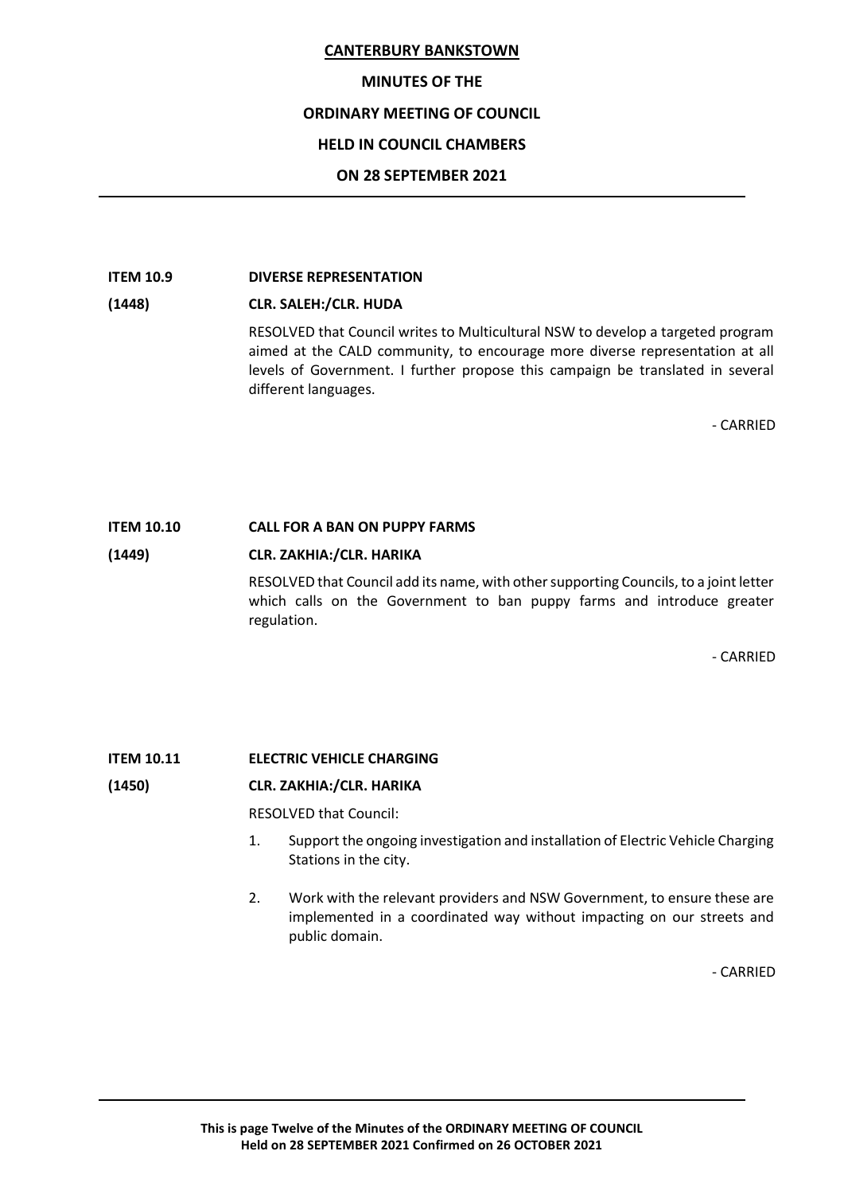**ITEM 10.9 DIVERSE REPRESENTATION**

**(1448) CLR. SALEH:/CLR. HUDA**

RESOLVED that Council writes to Multicultural NSW to develop a targeted program aimed at the CALD community, to encourage more diverse representation at all levels of Government. I further propose this campaign be translated in several different languages.

\- CARRIED

**ITEM 10.10 CALL FOR A BAN ON PUPPY FARMS**

**(1449) CLR. ZAKHIA:/CLR. HARIKA**

RESOLVED that Council add its name, with other supporting Councils, to a joint letter which calls on the Government to ban puppy farms and introduce greater regulation.

\- CARRIED

**ITEM 10.11 ELECTRIC VEHICLE CHARGING**

**(1450) CLR. ZAKHIA:/CLR. HARIKA**

RESOLVED that Council:

1. Support the ongoing investigation and installation of Electric Vehicle Charging Stations in the city.
2. Work with the relevant providers and NSW Government, to ensure these are implemented in a coordinated way without impacting on our streets and public domain.

\- CARRIED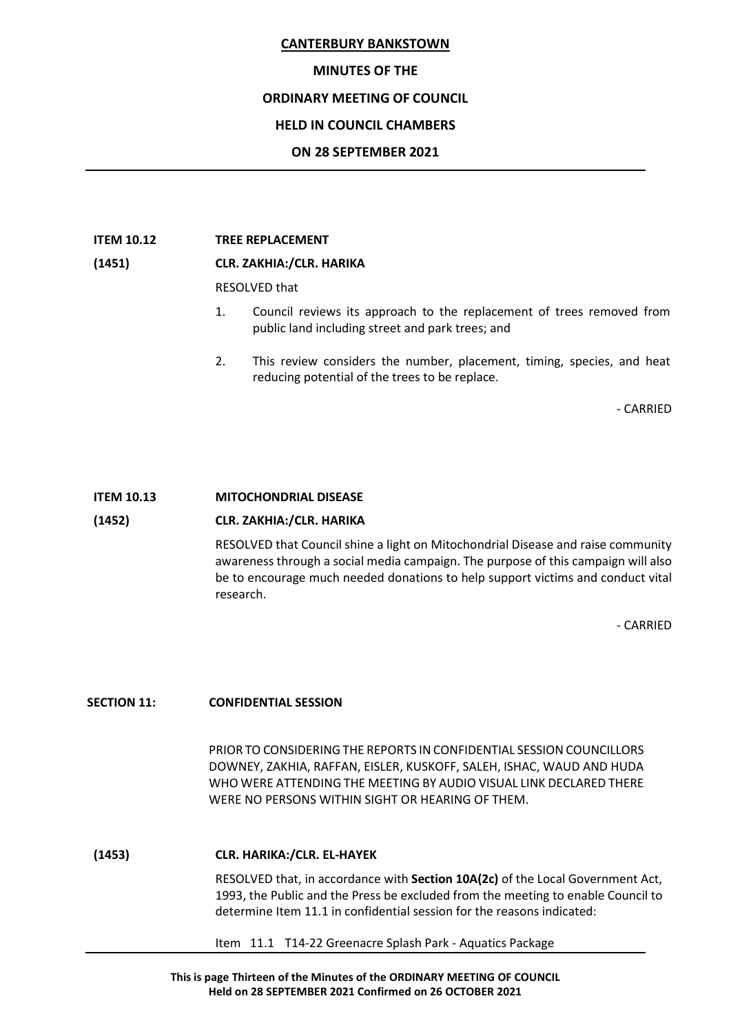**ITEM 10.12 TREE REPLACEMENT**

**(1451) CLR. ZAKHIA:/CLR. HARIKA**

RESOLVED that

1. Council reviews its approach to the replacement of trees removed from public land including street and park trees; and
2. This review considers the number, placement, timing, species, and heat reducing potential of the trees to be replace.

- CARRIED

**ITEM 10.13 MITOCHONDRIAL DISEASE**

**(1452) CLR. ZAKHIA:/CLR. HARIKA**

RESOLVED that Council shine a light on Mitochondrial Disease and raise community awareness through a social media campaign. The purpose of this campaign will also be to encourage much needed donations to help support victims and conduct vital research.

- CARRIED

**SECTION 11: CONFIDENTIAL SESSION**

PRIOR TO CONSIDERING THE REPORTS IN CONFIDENTIAL SESSION COUNCILLORS DOWNEY, ZAKHIA, RAFFAN, EISLER, KUSKOFF, SALEH, ISHAC, WAUD AND HUDA WHO WERE ATTENDING THE MEETING BY AUDIO VISUAL LINK DECLARED THERE WERE NO PERSONS WITHIN SIGHT OR HEARING OF THEM.

**(1453) CLR. HARIKA:/CLR. EL-HAYEK**

RESOLVED that, in accordance with **Section 10A(2c)** of the Local Government Act, 1993, the Public and the Press be excluded from the meeting to enable Council to determine Item 11.1 in confidential session for the reasons indicated:

Item 11.1 T14-22 Greenacre Splash Park - Aquatics Package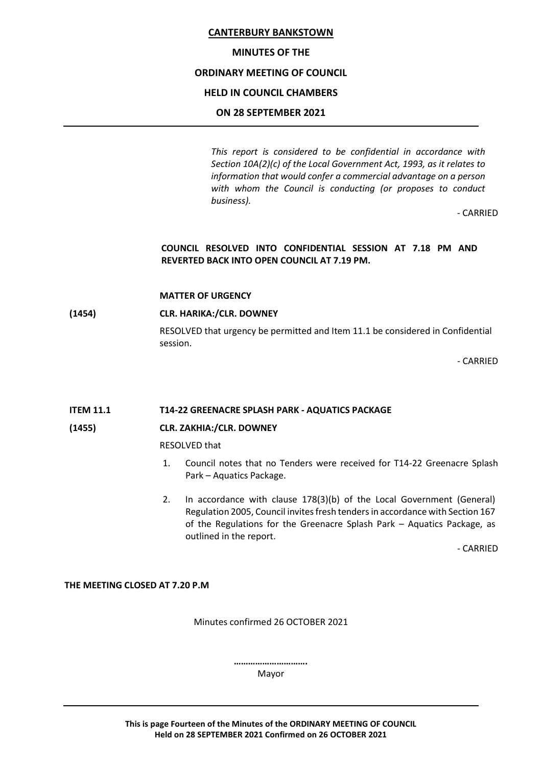**CANTERBURY BANKSTOWN**

**MINUTES OF THE**

**ORDINARY MEETING OF COUNCIL**

**HELD IN COUNCIL CHAMBERS**

**ON 28 SEPTEMBER 2021**

---

*This report is considered to be confidential in accordance with Section 10A(2)(c) of the Local Government Act, 1993, as it relates to information that would confer a commercial advantage on a person with whom the Council is conducting (or proposes to conduct business).*

\- CARRIED

**COUNCIL RESOLVED INTO CONFIDENTIAL SESSION AT 7.18 PM AND REVERTED BACK INTO OPEN COUNCIL AT 7.19 PM.**

**MATTER OF URGENCY**

**(1454) CLR. HARIKA:/CLR. DOWNEY**

RESOLVED that urgency be permitted and Item 11.1 be considered in Confidential session.

\- CARRIED

**ITEM 11.1 T14-22 GREENACRE SPLASH PARK - AQUATICS PACKAGE**

**(1455) CLR. ZAKHIA:/CLR. DOWNEY**

RESOLVED that

1. Council notes that no Tenders were received for T14-22 Greenacre Splash Park – Aquatics Package.
2. In accordance with clause 178(3)(b) of the Local Government (General) Regulation 2005, Council invites fresh tenders in accordance with Section 167 of the Regulations for the Greenacre Splash Park – Aquatics Package, as outlined in the report.

\- CARRIED

**THE MEETING CLOSED AT 7.20 P.M**

Minutes confirmed 26 OCTOBER 2021

**………………………….**

Mayor